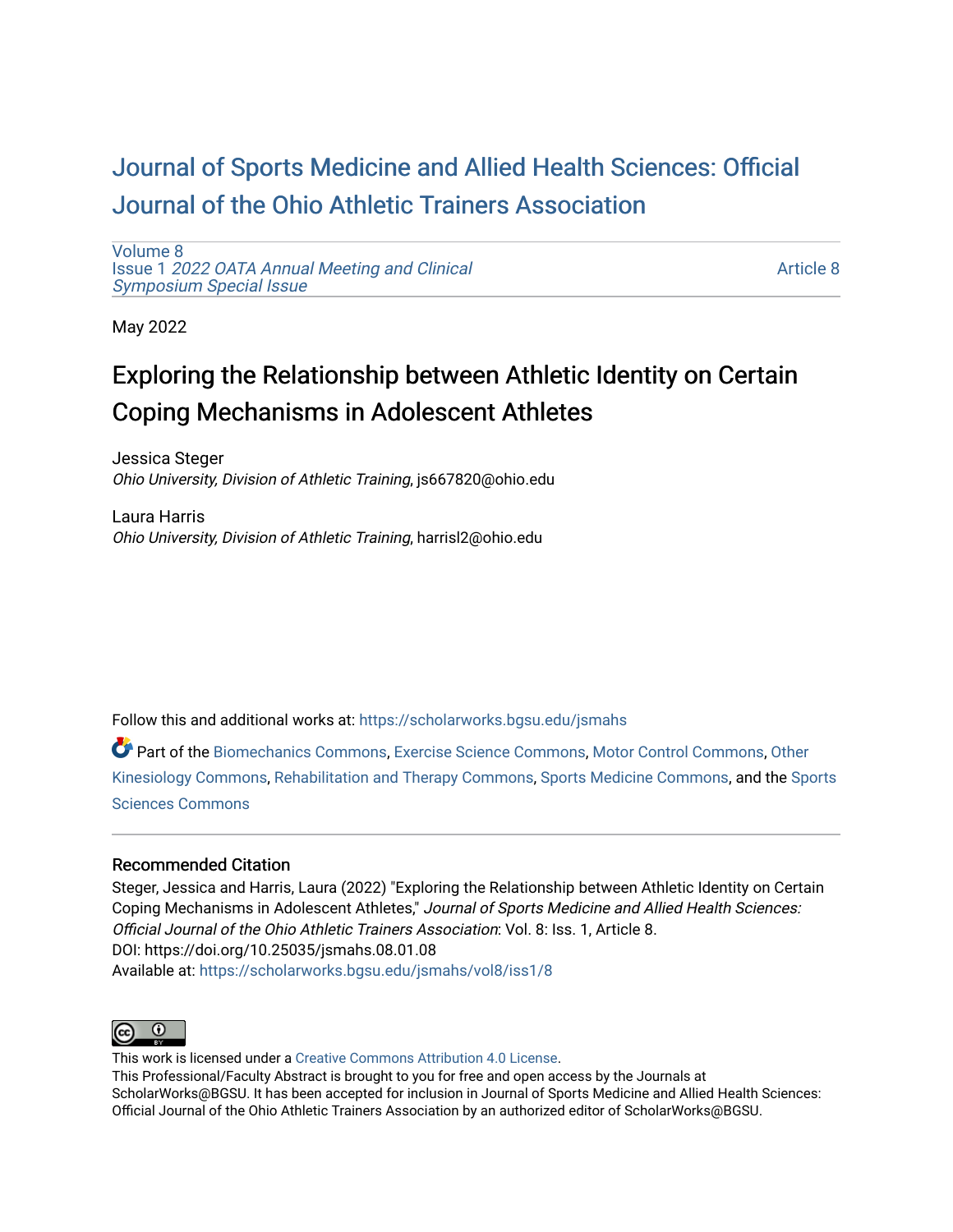# Journal of Sports Medicine and Allied Health Sciences: Official Journal of the Ohio Athletic Trainers Association

Volume 8
Issue 1 *2022 OATA Annual Meeting and Clinical Symposium Special Issue*

Article 8

May 2022

## Exploring the Relationship between Athletic Identity on Certain Coping Mechanisms in Adolescent Athletes

Jessica Steger
*Ohio University, Division of Athletic Training*, js667820@ohio.edu

Laura Harris
*Ohio University, Division of Athletic Training*, harrisl2@ohio.edu

Follow this and additional works at: https://scholarworks.bgsu.edu/jsmahs

Part of the Biomechanics Commons, Exercise Science Commons, Motor Control Commons, Other Kinesiology Commons, Rehabilitation and Therapy Commons, Sports Medicine Commons, and the Sports Sciences Commons

### Recommended Citation

Steger, Jessica and Harris, Laura (2022) "Exploring the Relationship between Athletic Identity on Certain Coping Mechanisms in Adolescent Athletes," *Journal of Sports Medicine and Allied Health Sciences: Official Journal of the Ohio Athletic Trainers Association*: Vol. 8: Iss. 1, Article 8.
DOI: https://doi.org/10.25035/jsmahs.08.01.08
Available at: https://scholarworks.bgsu.edu/jsmahs/vol8/iss1/8

This work is licensed under a Creative Commons Attribution 4.0 License.
This Professional/Faculty Abstract is brought to you for free and open access by the Journals at ScholarWorks@BGSU. It has been accepted for inclusion in Journal of Sports Medicine and Allied Health Sciences: Official Journal of the Ohio Athletic Trainers Association by an authorized editor of ScholarWorks@BGSU.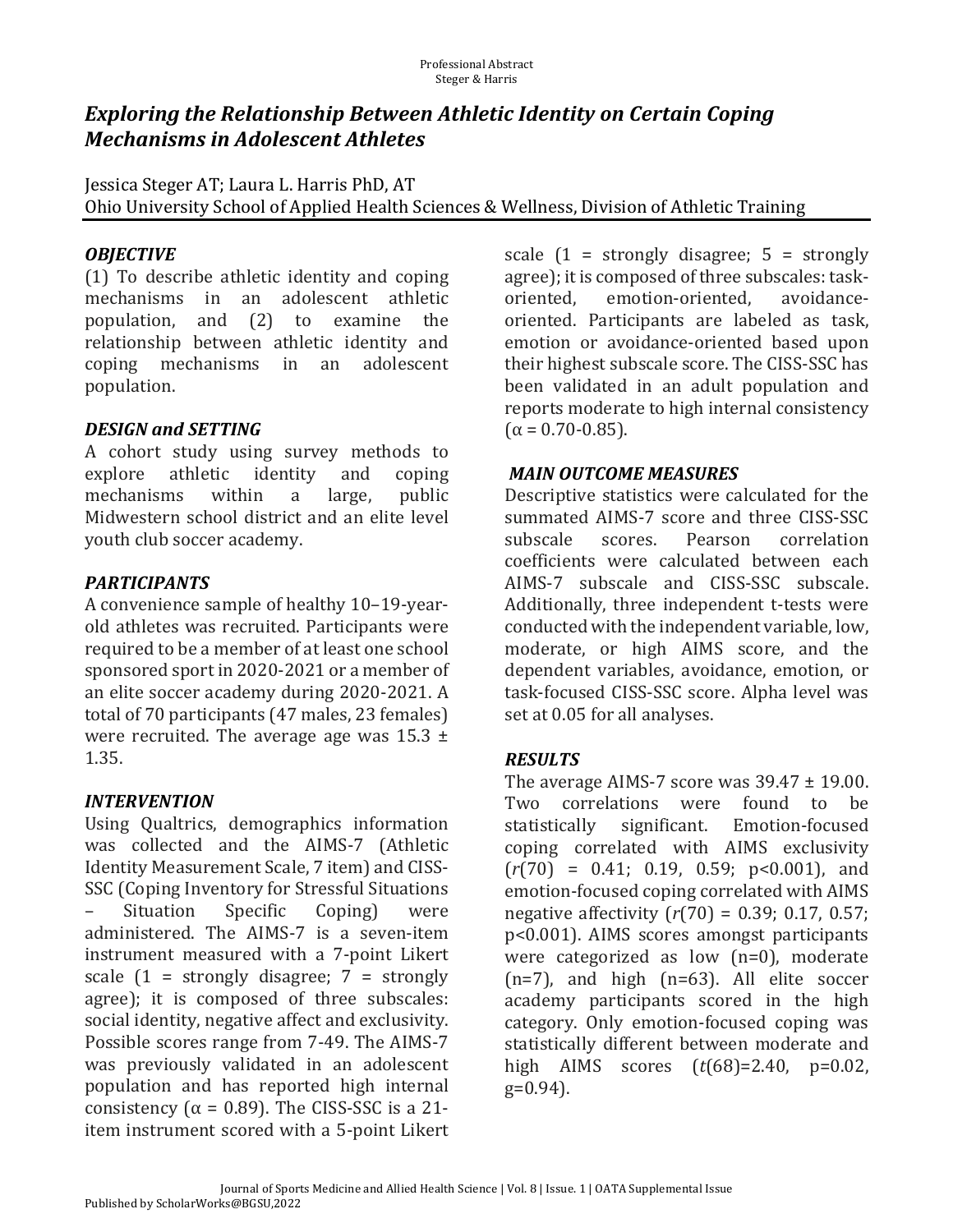# *Exploring the Relationship Between Athletic Identity on Certain Coping Mechanisms in Adolescent Athletes*

Jessica Steger AT; Laura L. Harris PhD, AT
Ohio University School of Applied Health Sciences & Wellness, Division of Athletic Training

### *OBJECTIVE*

(1) To describe athletic identity and coping mechanisms in an adolescent athletic population, and (2) to examine the relationship between athletic identity and coping mechanisms in an adolescent population.

### *DESIGN and SETTING*

A cohort study using survey methods to explore athletic identity and coping mechanisms within a large, public Midwestern school district and an elite level youth club soccer academy.

### *PARTICIPANTS*

A convenience sample of healthy 10–19-year-old athletes was recruited. Participants were required to be a member of at least one school sponsored sport in 2020-2021 or a member of an elite soccer academy during 2020-2021. A total of 70 participants (47 males, 23 females) were recruited. The average age was 15.3 ± 1.35.

### *INTERVENTION*

Using Qualtrics, demographics information was collected and the AIMS-7 (Athletic Identity Measurement Scale, 7 item) and CISS-SSC (Coping Inventory for Stressful Situations – Situation Specific Coping) were administered. The AIMS-7 is a seven-item instrument measured with a 7-point Likert scale (1 = strongly disagree; 7 = strongly agree); it is composed of three subscales: social identity, negative affect and exclusivity. Possible scores range from 7-49. The AIMS-7 was previously validated in an adolescent population and has reported high internal consistency ($\alpha = 0.89$). The CISS-SSC is a 21-item instrument scored with a 5-point Likert scale (1 = strongly disagree; 5 = strongly agree); it is composed of three subscales: task-oriented, emotion-oriented, avoidance-oriented. Participants are labeled as task, emotion or avoidance-oriented based upon their highest subscale score. The CISS-SSC has been validated in an adult population and reports moderate to high internal consistency ($\alpha = 0.70$-$0.85$).

### *MAIN OUTCOME MEASURES*

Descriptive statistics were calculated for the summated AIMS-7 score and three CISS-SSC subscale scores. Pearson correlation coefficients were calculated between each AIMS-7 subscale and CISS-SSC subscale. Additionally, three independent t-tests were conducted with the independent variable, low, moderate, or high AIMS score, and the dependent variables, avoidance, emotion, or task-focused CISS-SSC score. Alpha level was set at 0.05 for all analyses.

### *RESULTS*

The average AIMS-7 score was 39.47 ± 19.00. Two correlations were found to be statistically significant. Emotion-focused coping correlated with AIMS exclusivity ($r(70) = 0.41$; 0.19, 0.59; $p<0.001$), and emotion-focused coping correlated with AIMS negative affectivity ($r(70) = 0.39$; 0.17, 0.57; $p<0.001$). AIMS scores amongst participants were categorized as low (n=0), moderate (n=7), and high (n=63). All elite soccer academy participants scored in the high category. Only emotion-focused coping was statistically different between moderate and high AIMS scores ($t(68)=2.40$, $p=0.02$, $g=0.94$).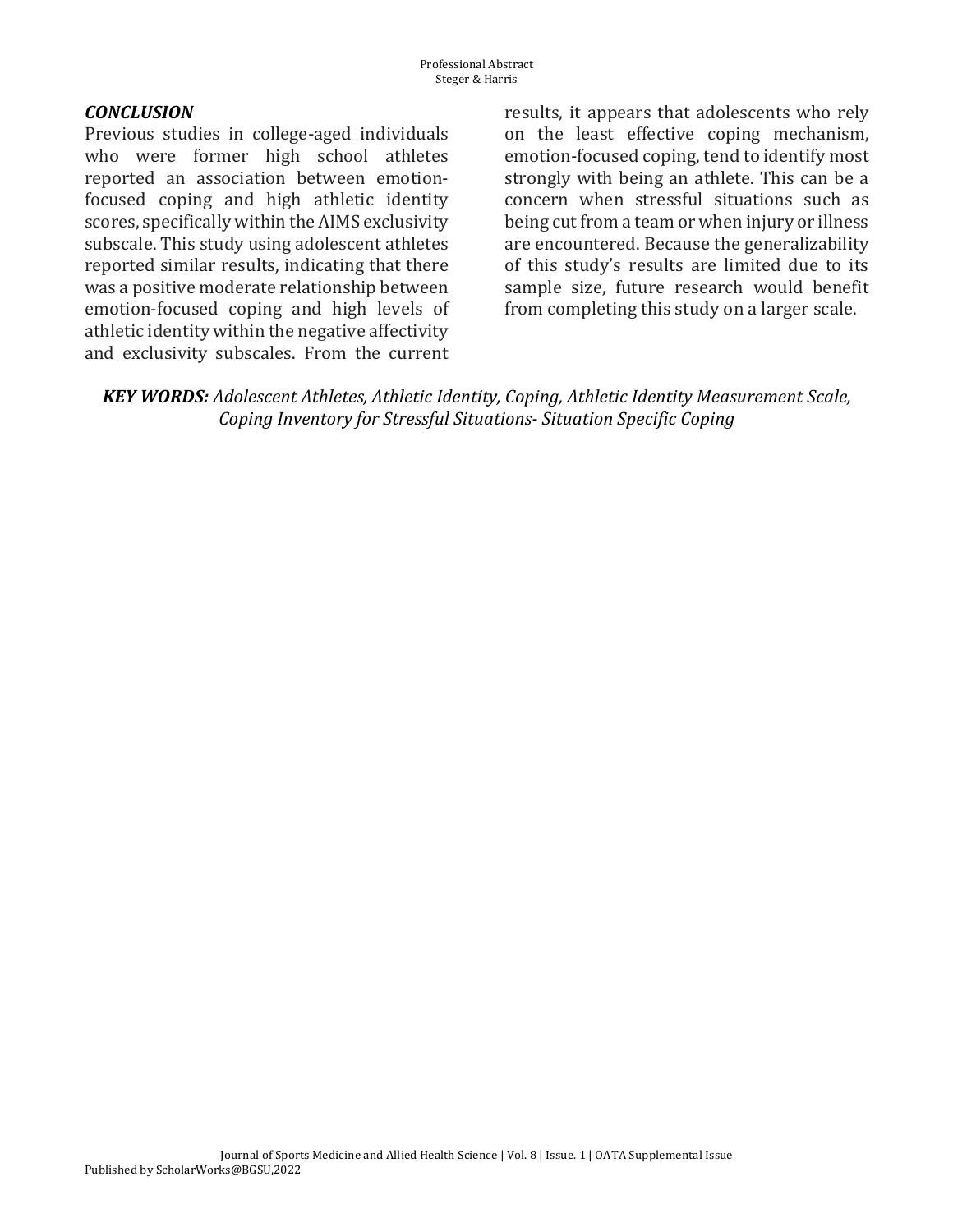### *CONCLUSION*

Previous studies in college-aged individuals who were former high school athletes reported an association between emotion-focused coping and high athletic identity scores, specifically within the AIMS exclusivity subscale. This study using adolescent athletes reported similar results, indicating that there was a positive moderate relationship between emotion-focused coping and high levels of athletic identity within the negative affectivity and exclusivity subscales. From the current results, it appears that adolescents who rely on the least effective coping mechanism, emotion-focused coping, tend to identify most strongly with being an athlete. This can be a concern when stressful situations such as being cut from a team or when injury or illness are encountered. Because the generalizability of this study's results are limited due to its sample size, future research would benefit from completing this study on a larger scale.

***KEY WORDS:*** *Adolescent Athletes, Athletic Identity, Coping, Athletic Identity Measurement Scale, Coping Inventory for Stressful Situations- Situation Specific Coping*